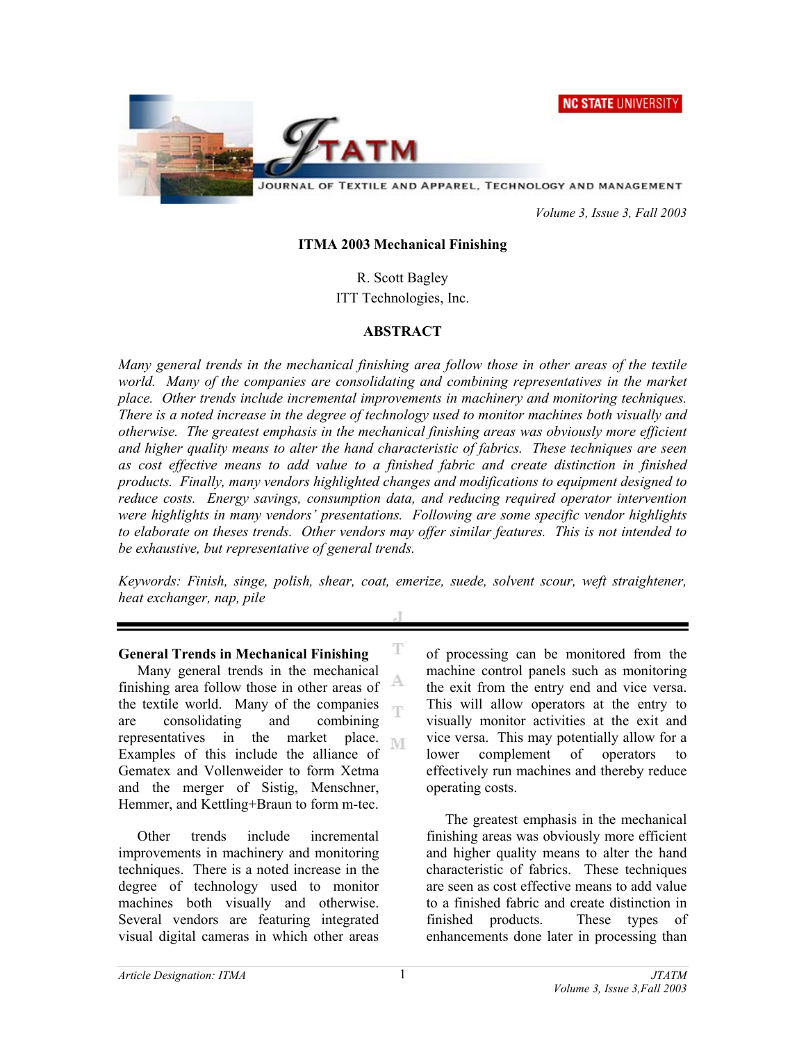# ITMA 2003 Mechanical Finishing

R. Scott Bagley
ITT Technologies, Inc.

## ABSTRACT

*Many general trends in the mechanical finishing area follow those in other areas of the textile world. Many of the companies are consolidating and combining representatives in the market place. Other trends include incremental improvements in machinery and monitoring techniques. There is a noted increase in the degree of technology used to monitor machines both visually and otherwise. The greatest emphasis in the mechanical finishing areas was obviously more efficient and higher quality means to alter the hand characteristic of fabrics. These techniques are seen as cost effective means to add value to a finished fabric and create distinction in finished products. Finally, many vendors highlighted changes and modifications to equipment designed to reduce costs. Energy savings, consumption data, and reducing required operator intervention were highlights in many vendors' presentations. Following are some specific vendor highlights to elaborate on theses trends. Other vendors may offer similar features. This is not intended to be exhaustive, but representative of general trends.*

*Keywords: Finish, singe, polish, shear, coat, emerize, suede, solvent scour, weft straightener, heat exchanger, nap, pile*

---

### General Trends in Mechanical Finishing

Many general trends in the mechanical finishing area follow those in other areas of the textile world. Many of the companies are consolidating and combining representatives in the market place. Examples of this include the alliance of Gematex and Vollenweider to form Xetma and the merger of Sistig, Menschner, Hemmer, and Kettling+Braun to form m-tec.

Other trends include incremental improvements in machinery and monitoring techniques. There is a noted increase in the degree of technology used to monitor machines both visually and otherwise. Several vendors are featuring integrated visual digital cameras in which other areas of processing can be monitored from the machine control panels such as monitoring the exit from the entry end and vice versa. This will allow operators at the entry to visually monitor activities at the exit and vice versa. This may potentially allow for a lower complement of operators to effectively run machines and thereby reduce operating costs.

The greatest emphasis in the mechanical finishing areas was obviously more efficient and higher quality means to alter the hand characteristic of fabrics. These techniques are seen as cost effective means to add value to a finished fabric and create distinction in finished products. These types of enhancements done later in processing than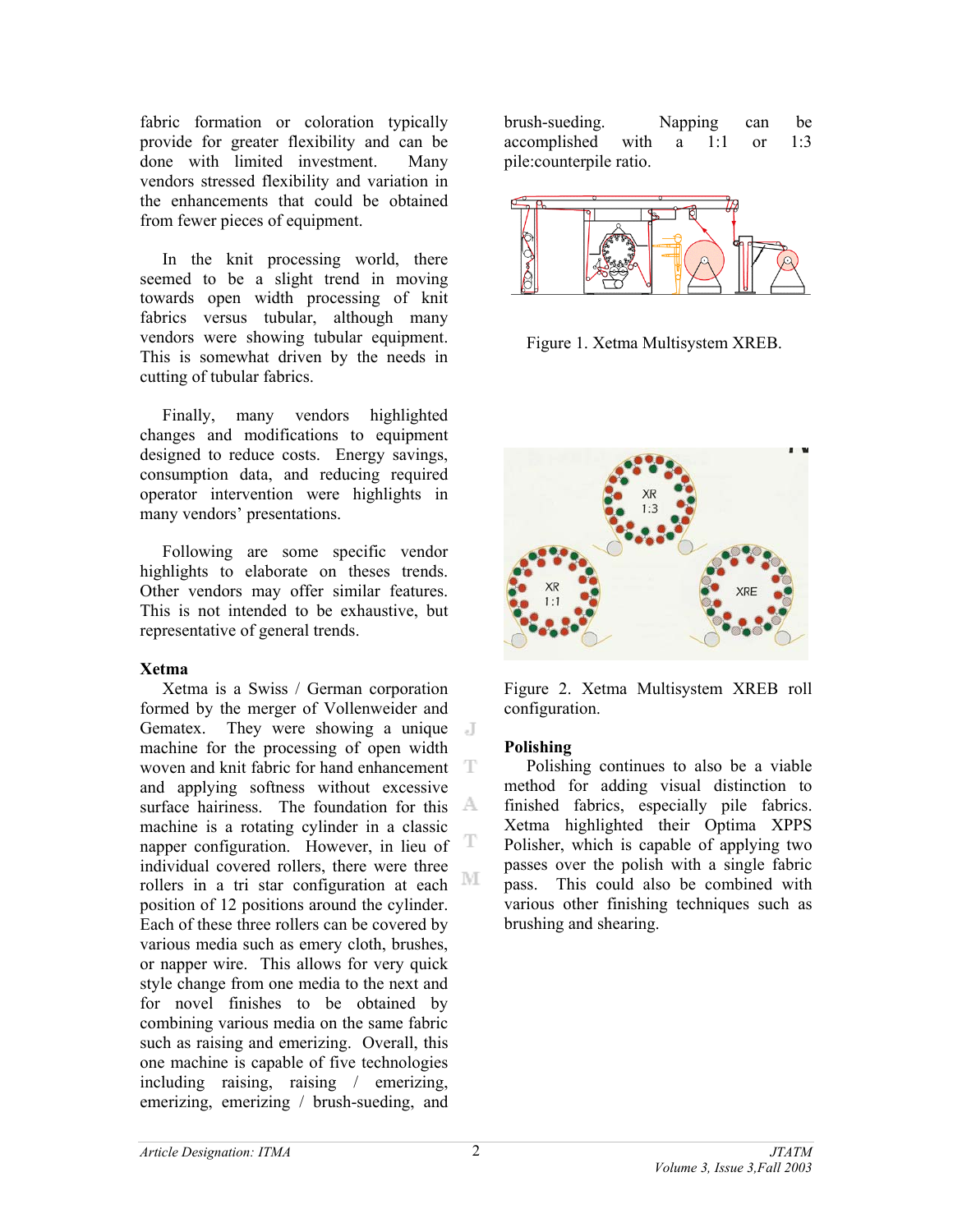fabric formation or coloration typically provide for greater flexibility and can be done with limited investment. Many vendors stressed flexibility and variation in the enhancements that could be obtained from fewer pieces of equipment.

In the knit processing world, there seemed to be a slight trend in moving towards open width processing of knit fabrics versus tubular, although many vendors were showing tubular equipment. This is somewhat driven by the needs in cutting of tubular fabrics.

Finally, many vendors highlighted changes and modifications to equipment designed to reduce costs. Energy savings, consumption data, and reducing required operator intervention were highlights in many vendors' presentations.

Following are some specific vendor highlights to elaborate on theses trends. Other vendors may offer similar features. This is not intended to be exhaustive, but representative of general trends.

**Xetma**

Xetma is a Swiss / German corporation formed by the merger of Vollenweider and Gematex. They were showing a unique machine for the processing of open width woven and knit fabric for hand enhancement and applying softness without excessive surface hairiness. The foundation for this machine is a rotating cylinder in a classic napper configuration. However, in lieu of individual covered rollers, there were three rollers in a tri star configuration at each position of 12 positions around the cylinder. Each of these three rollers can be covered by various media such as emery cloth, brushes, or napper wire. This allows for very quick style change from one media to the next and for novel finishes to be obtained by combining various media on the same fabric such as raising and emerizing. Overall, this one machine is capable of five technologies including raising, raising / emerizing, emerizing, emerizing / brush-sueding, and brush-sueding. Napping can be accomplished with a 1:1 or 1:3 pile:counterpile ratio.

Figure 1. Xetma Multisystem XREB.

Figure 2. Xetma Multisystem XREB roll configuration.

**Polishing**

Polishing continues to also be a viable method for adding visual distinction to finished fabrics, especially pile fabrics. Xetma highlighted their Optima XPPS Polisher, which is capable of applying two passes over the polish with a single fabric pass. This could also be combined with various other finishing techniques such as brushing and shearing.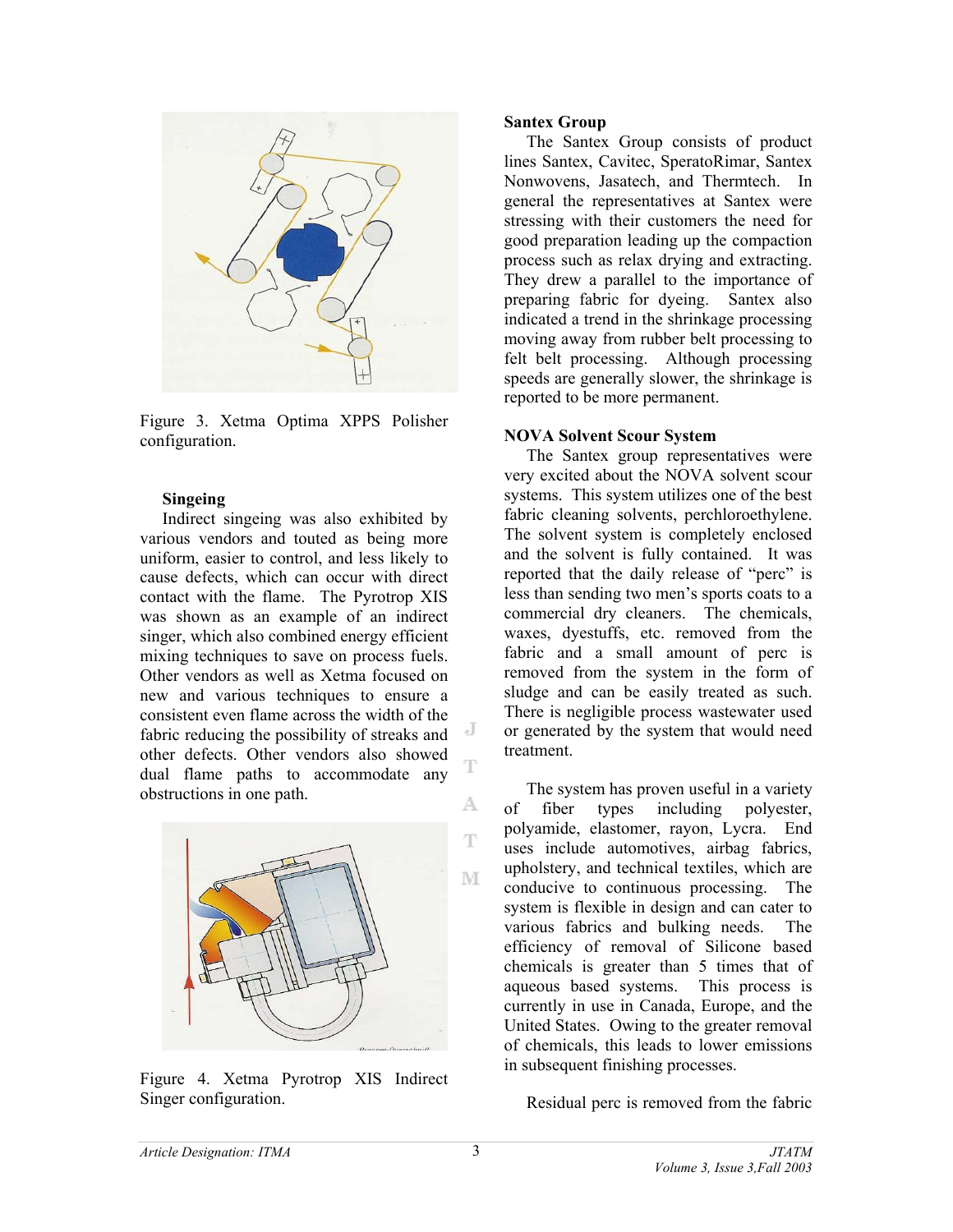Figure 3. Xetma Optima XPPS Polisher configuration.

### Singeing

Indirect singeing was also exhibited by various vendors and touted as being more uniform, easier to control, and less likely to cause defects, which can occur with direct contact with the flame. The Pyrotrop XIS was shown as an example of an indirect singer, which also combined energy efficient mixing techniques to save on process fuels. Other vendors as well as Xetma focused on new and various techniques to ensure a consistent even flame across the width of the fabric reducing the possibility of streaks and other defects. Other vendors also showed dual flame paths to accommodate any obstructions in one path.

Figure 4. Xetma Pyrotrop XIS Indirect Singer configuration.

### Santex Group

The Santex Group consists of product lines Santex, Cavitec, SperatoRimar, Santex Nonwovens, Jasatech, and Thermtech. In general the representatives at Santex were stressing with their customers the need for good preparation leading up the compaction process such as relax drying and extracting. They drew a parallel to the importance of preparing fabric for dyeing. Santex also indicated a trend in the shrinkage processing moving away from rubber belt processing to felt belt processing. Although processing speeds are generally slower, the shrinkage is reported to be more permanent.

### NOVA Solvent Scour System

The Santex group representatives were very excited about the NOVA solvent scour systems. This system utilizes one of the best fabric cleaning solvents, perchloroethylene. The solvent system is completely enclosed and the solvent is fully contained. It was reported that the daily release of "perc" is less than sending two men's sports coats to a commercial dry cleaners. The chemicals, waxes, dyestuffs, etc. removed from the fabric and a small amount of perc is removed from the system in the form of sludge and can be easily treated as such. There is negligible process wastewater used or generated by the system that would need treatment.

The system has proven useful in a variety of fiber types including polyester, polyamide, elastomer, rayon, Lycra. End uses include automotives, airbag fabrics, upholstery, and technical textiles, which are conducive to continuous processing. The system is flexible in design and can cater to various fabrics and bulking needs. The efficiency of removal of Silicone based chemicals is greater than 5 times that of aqueous based systems. This process is currently in use in Canada, Europe, and the United States. Owing to the greater removal of chemicals, this leads to lower emissions in subsequent finishing processes.

Residual perc is removed from the fabric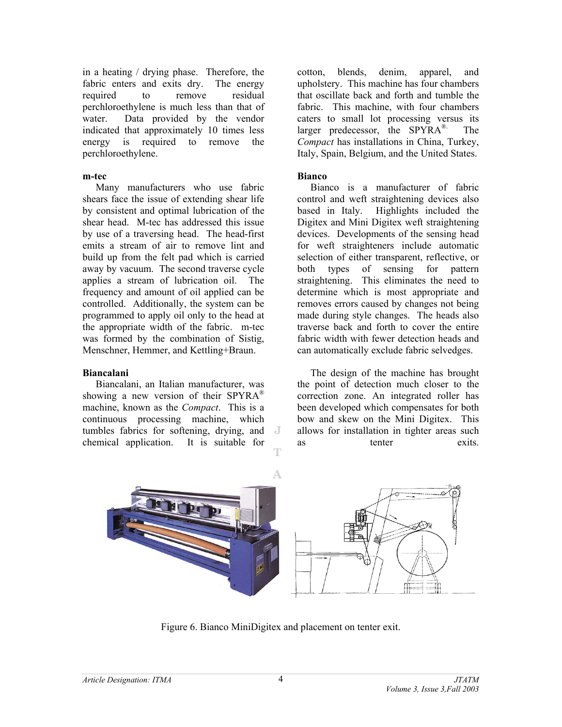in a heating / drying phase. Therefore, the fabric enters and exits dry. The energy required to remove residual perchloroethylene is much less than that of water. Data provided by the vendor indicated that approximately 10 times less energy is required to remove the perchloroethylene.

**m-tec**

Many manufacturers who use fabric shears face the issue of extending shear life by consistent and optimal lubrication of the shear head. M-tec has addressed this issue by use of a traversing head. The head-first emits a stream of air to remove lint and build up from the felt pad which is carried away by vacuum. The second traverse cycle applies a stream of lubrication oil. The frequency and amount of oil applied can be controlled. Additionally, the system can be programmed to apply oil only to the head at the appropriate width of the fabric. m-tec was formed by the combination of Sistig, Menschner, Hemmer, and Kettling+Braun.

**Biancalani**

Biancalani, an Italian manufacturer, was showing a new version of their SPYRA® machine, known as the *Compact*. This is a continuous processing machine, which tumbles fabrics for softening, drying, and chemical application. It is suitable for cotton, blends, denim, apparel, and upholstery. This machine has four chambers that oscillate back and forth and tumble the fabric. This machine, with four chambers caters to small lot processing versus its larger predecessor, the SPYRA®. The *Compact* has installations in China, Turkey, Italy, Spain, Belgium, and the United States.

**Bianco**

Bianco is a manufacturer of fabric control and weft straightening devices also based in Italy. Highlights included the Digitex and Mini Digitex weft straightening devices. Developments of the sensing head for weft straighteners include automatic selection of either transparent, reflective, or both types of sensing for pattern straightening. This eliminates the need to determine which is most appropriate and removes errors caused by changes not being made during style changes. The heads also traverse back and forth to cover the entire fabric width with fewer detection heads and can automatically exclude fabric selvedges.

The design of the machine has brought the point of detection much closer to the correction zone. An integrated roller has been developed which compensates for both bow and skew on the Mini Digitex. This allows for installation in tighter areas such as tenter exits.

Figure 6. Bianco MiniDigitex and placement on tenter exit.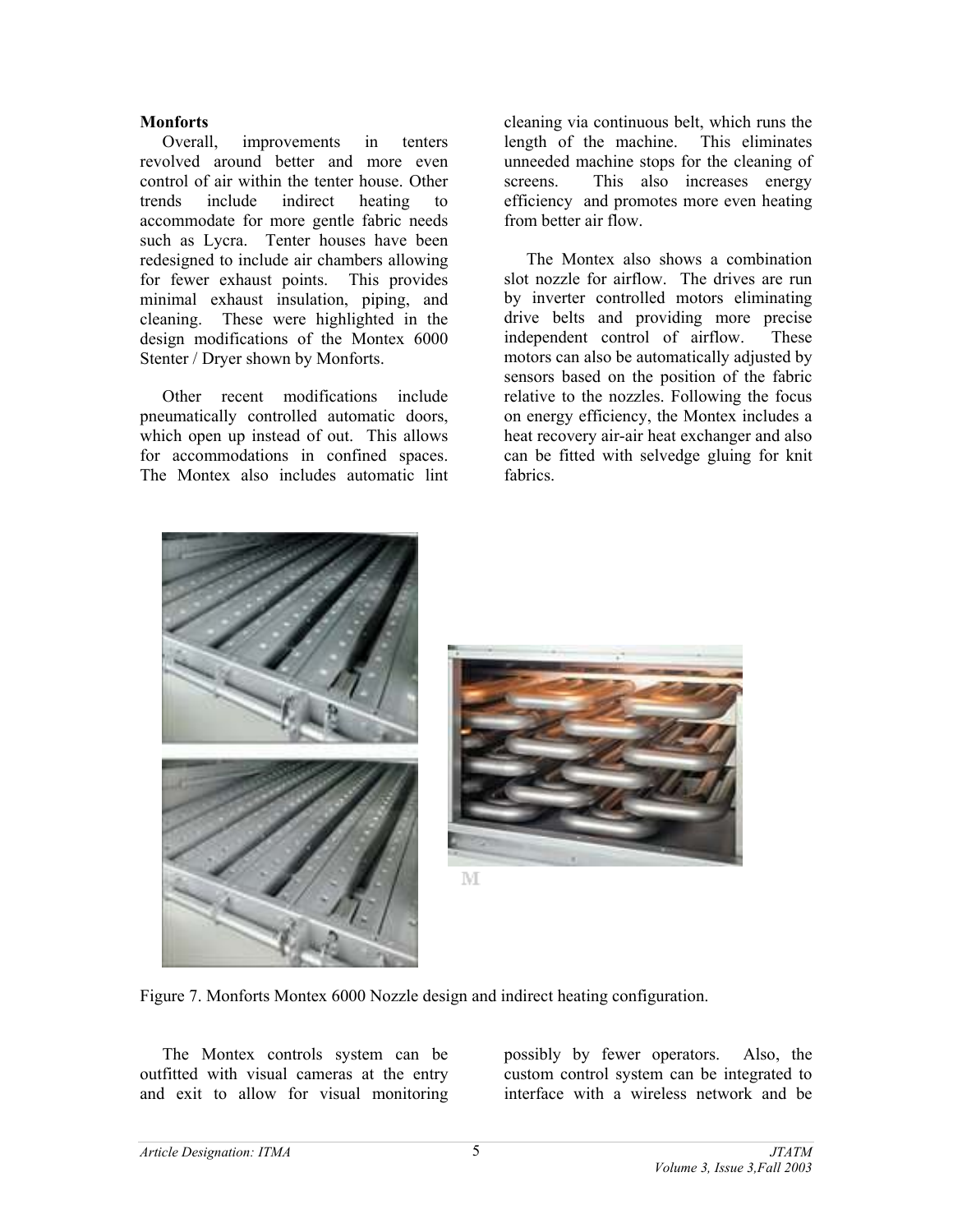**Monforts**

Overall, improvements in tenters revolved around better and more even control of air within the tenter house. Other trends include indirect heating to accommodate for more gentle fabric needs such as Lycra. Tenter houses have been redesigned to include air chambers allowing for fewer exhaust points. This provides minimal exhaust insulation, piping, and cleaning. These were highlighted in the design modifications of the Montex 6000 Stenter / Dryer shown by Monforts.

Other recent modifications include pneumatically controlled automatic doors, which open up instead of out. This allows for accommodations in confined spaces. The Montex also includes automatic lint cleaning via continuous belt, which runs the length of the machine. This eliminates unneeded machine stops for the cleaning of screens. This also increases energy efficiency and promotes more even heating from better air flow.

The Montex also shows a combination slot nozzle for airflow. The drives are run by inverter controlled motors eliminating drive belts and providing more precise independent control of airflow. These motors can also be automatically adjusted by sensors based on the position of the fabric relative to the nozzles. Following the focus on energy efficiency, the Montex includes a heat recovery air-air heat exchanger and also can be fitted with selvedge gluing for knit fabrics.

Figure 7. Monforts Montex 6000 Nozzle design and indirect heating configuration.

The Montex controls system can be outfitted with visual cameras at the entry and exit to allow for visual monitoring possibly by fewer operators. Also, the custom control system can be integrated to interface with a wireless network and be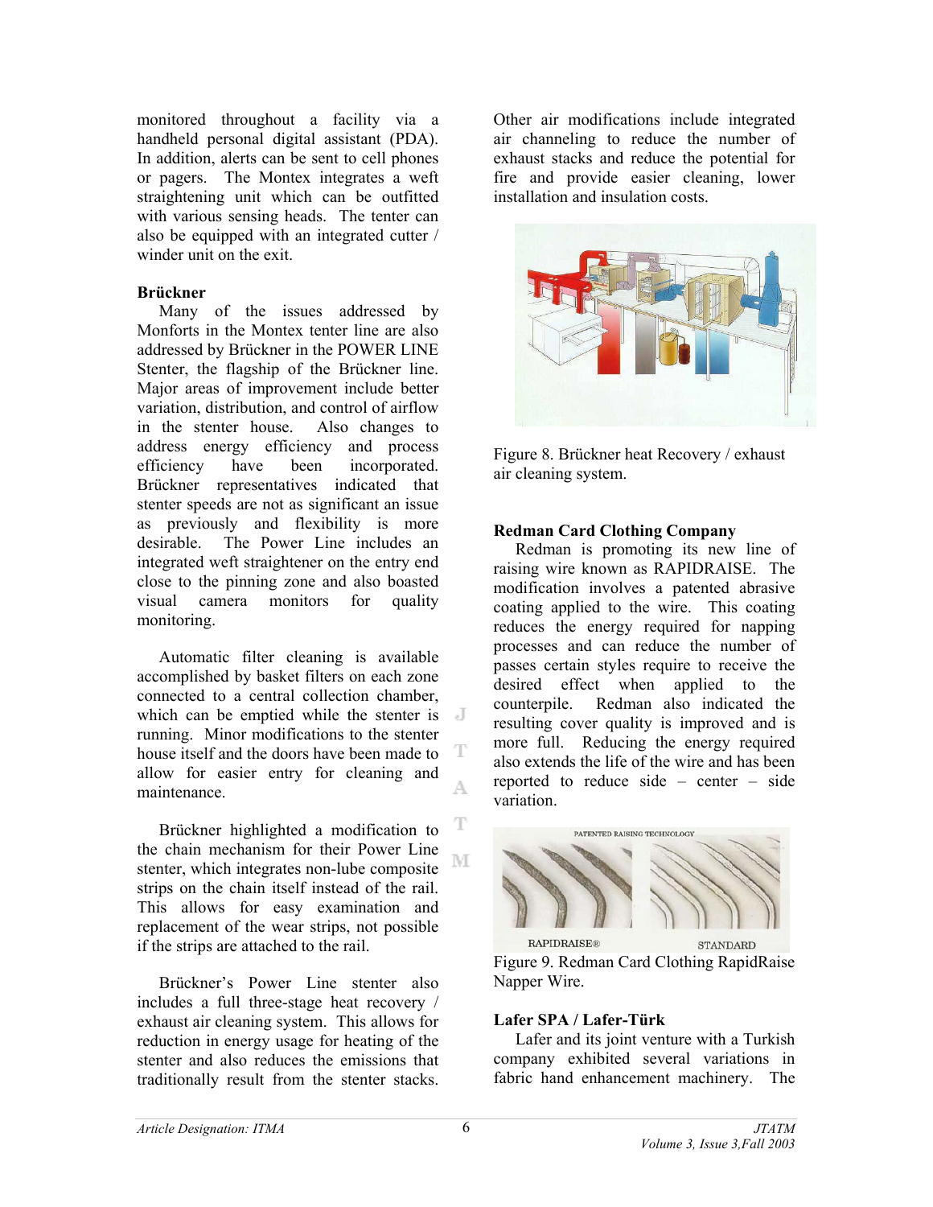monitored throughout a facility via a handheld personal digital assistant (PDA). In addition, alerts can be sent to cell phones or pagers. The Montex integrates a weft straightening unit which can be outfitted with various sensing heads. The tenter can also be equipped with an integrated cutter / winder unit on the exit.

**Brückner**

Many of the issues addressed by Monforts in the Montex tenter line are also addressed by Brückner in the POWER LINE Stenter, the flagship of the Brückner line. Major areas of improvement include better variation, distribution, and control of airflow in the stenter house. Also changes to address energy efficiency and process efficiency have been incorporated. Brückner representatives indicated that stenter speeds are not as significant an issue as previously and flexibility is more desirable. The Power Line includes an integrated weft straightener on the entry end close to the pinning zone and also boasted visual camera monitors for quality monitoring.

Automatic filter cleaning is available accomplished by basket filters on each zone connected to a central collection chamber, which can be emptied while the stenter is running. Minor modifications to the stenter house itself and the doors have been made to allow for easier entry for cleaning and maintenance.

Brückner highlighted a modification to the chain mechanism for their Power Line stenter, which integrates non-lube composite strips on the chain itself instead of the rail. This allows for easy examination and replacement of the wear strips, not possible if the strips are attached to the rail.

Brückner's Power Line stenter also includes a full three-stage heat recovery / exhaust air cleaning system. This allows for reduction in energy usage for heating of the stenter and also reduces the emissions that traditionally result from the stenter stacks. Other air modifications include integrated air channeling to reduce the number of exhaust stacks and reduce the potential for fire and provide easier cleaning, lower installation and insulation costs.

Figure 8. Brückner heat Recovery / exhaust air cleaning system.

**Redman Card Clothing Company**

Redman is promoting its new line of raising wire known as RAPIDRAISE. The modification involves a patented abrasive coating applied to the wire. This coating reduces the energy required for napping processes and can reduce the number of passes certain styles require to receive the desired effect when applied to the counterpile. Redman also indicated that the resulting cover quality is improved and is more full. Reducing the energy required also extends the life of the wire and has been reported to reduce side – center – side variation.

Figure 9. Redman Card Clothing RapidRaise Napper Wire.

**Lafer SPA / Lafer-Türk**

Lafer and its joint venture with a Turkish company exhibited several variations in fabric hand enhancement machinery. The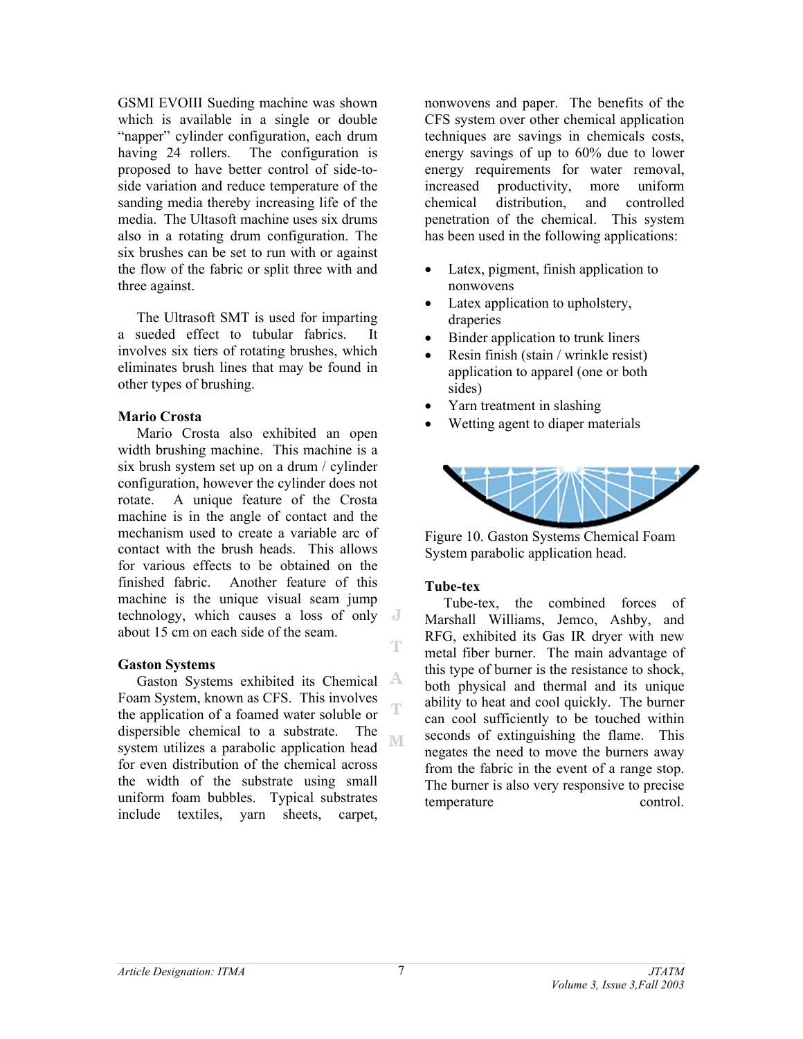GSMI EVOIII Sueding machine was shown which is available in a single or double "napper" cylinder configuration, each drum having 24 rollers. The configuration is proposed to have better control of side-to-side variation and reduce temperature of the sanding media thereby increasing life of the media. The Ultasoft machine uses six drums also in a rotating drum configuration. The six brushes can be set to run with or against the flow of the fabric or split three with and three against.

The Ultrasoft SMT is used for imparting a sueded effect to tubular fabrics. It involves six tiers of rotating brushes, which eliminates brush lines that may be found in other types of brushing.

**Mario Crosta**

Mario Crosta also exhibited an open width brushing machine. This machine is a six brush system set up on a drum / cylinder configuration, however the cylinder does not rotate. A unique feature of the Crosta machine is in the angle of contact and the mechanism used to create a variable arc of contact with the brush heads. This allows for various effects to be obtained on the finished fabric. Another feature of this machine is the unique visual seam jump technology, which causes a loss of only about 15 cm on each side of the seam.

**Gaston Systems**

Gaston Systems exhibited its Chemical Foam System, known as CFS. This involves the application of a foamed water soluble or dispersible chemical to a substrate. The system utilizes a parabolic application head for even distribution of the chemical across the width of the substrate using small uniform foam bubbles. Typical substrates include textiles, yarn sheets, carpet, nonwovens and paper. The benefits of the CFS system over other chemical application techniques are savings in chemicals costs, energy savings of up to 60% due to lower energy requirements for water removal, increased productivity, more uniform chemical distribution, and controlled penetration of the chemical. This system has been used in the following applications:

- Latex, pigment, finish application to nonwovens
- Latex application to upholstery, draperies
- Binder application to trunk liners
- Resin finish (stain / wrinkle resist) application to apparel (one or both sides)
- Yarn treatment in slashing
- Wetting agent to diaper materials

Figure 10. Gaston Systems Chemical Foam System parabolic application head.

**Tube-tex**

Tube-tex, the combined forces of Marshall Williams, Jemco, Ashby, and RFG, exhibited its Gas IR dryer with new metal fiber burner. The main advantage of this type of burner is the resistance to shock, both physical and thermal and its unique ability to heat and cool quickly. The burner can cool sufficiently to be touched within seconds of extinguishing the flame. This negates the need to move the burners away from the fabric in the event of a range stop. The burner is also very responsive to precise temperature control.